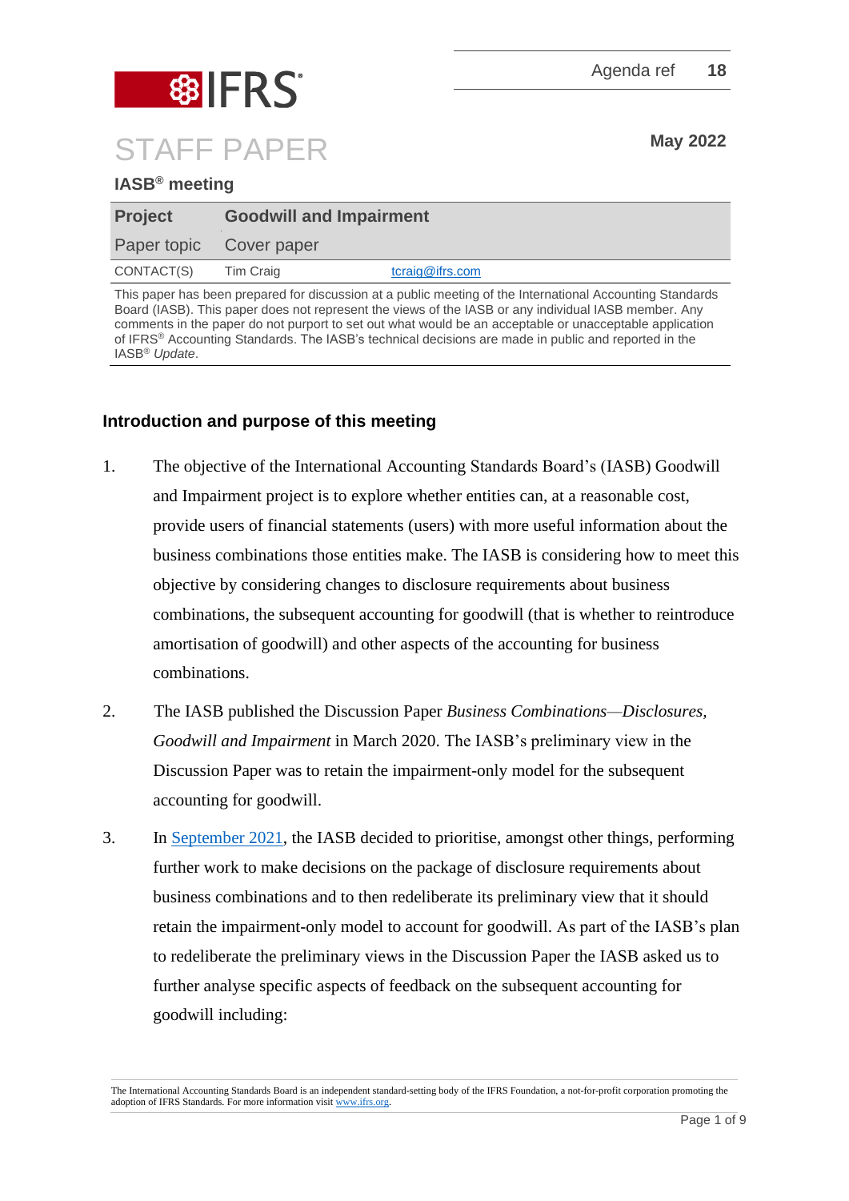Agenda ref 18

# STAFF PAPER

May 2022

## IASB® meeting

| Project | Goodwill and Impairment | |
| --- | --- | --- |
| Paper topic | Cover paper | |
| CONTACT(S) | Tim Craig | tcraig@ifrs.com |

This paper has been prepared for discussion at a public meeting of the International Accounting Standards Board (IASB). This paper does not represent the views of the IASB or any individual IASB member. Any comments in the paper do not purport to set out what would be an acceptable or unacceptable application of IFRS® Accounting Standards. The IASB's technical decisions are made in public and reported in the IASB® *Update*.

## Introduction and purpose of this meeting

1. The objective of the International Accounting Standards Board's (IASB) Goodwill and Impairment project is to explore whether entities can, at a reasonable cost, provide users of financial statements (users) with more useful information about the business combinations those entities make. The IASB is considering how to meet this objective by considering changes to disclosure requirements about business combinations, the subsequent accounting for goodwill (that is whether to reintroduce amortisation of goodwill) and other aspects of the accounting for business combinations.

2. The IASB published the Discussion Paper *Business Combinations—Disclosures, Goodwill and Impairment* in March 2020. The IASB's preliminary view in the Discussion Paper was to retain the impairment-only model for the subsequent accounting for goodwill.

3. In September 2021, the IASB decided to prioritise, amongst other things, performing further work to make decisions on the package of disclosure requirements about business combinations and to then redeliberate its preliminary view that it should retain the impairment-only model to account for goodwill. As part of the IASB's plan to redeliberate the preliminary views in the Discussion Paper the IASB asked us to further analyse specific aspects of feedback on the subsequent accounting for goodwill including: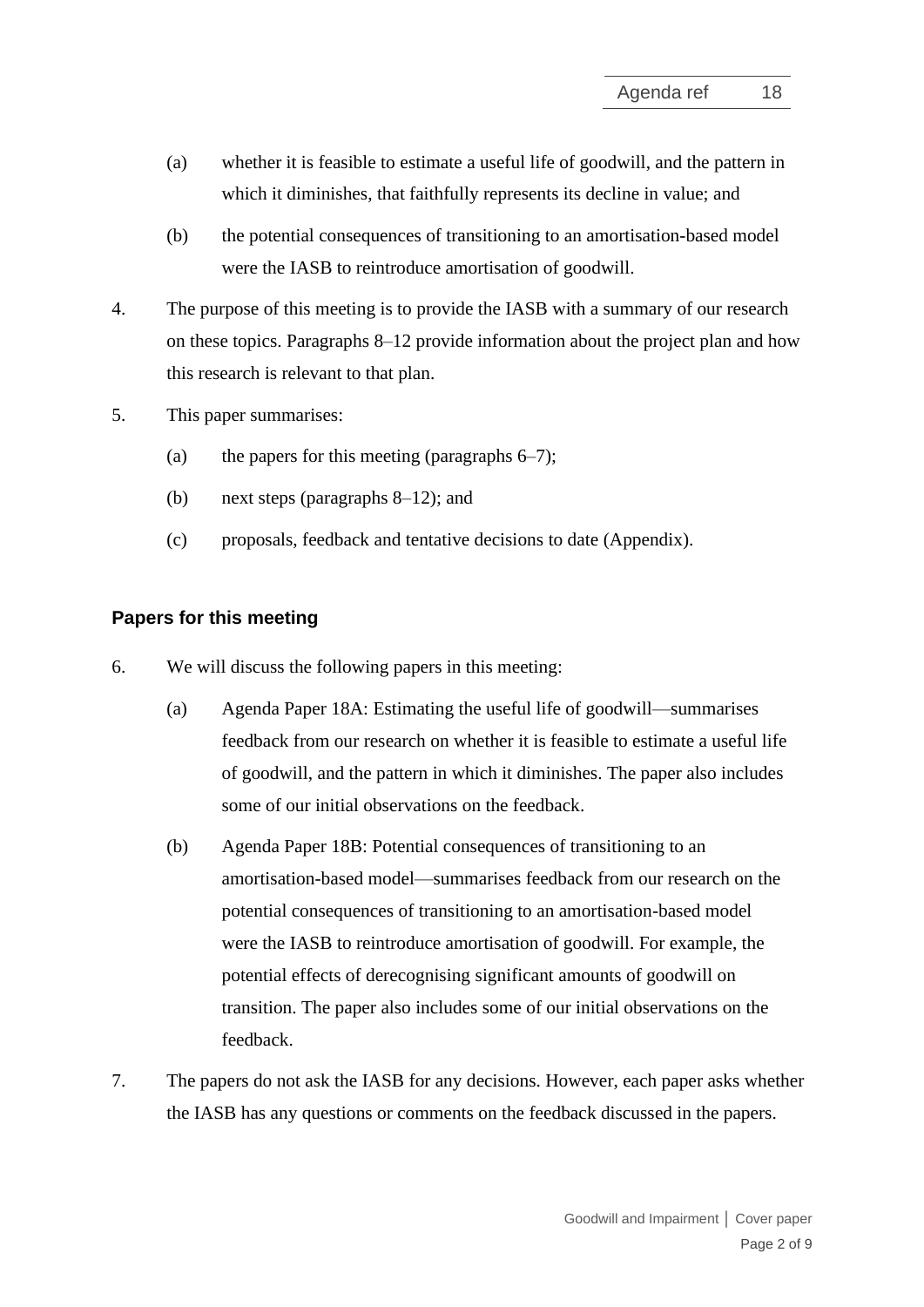(a) whether it is feasible to estimate a useful life of goodwill, and the pattern in which it diminishes, that faithfully represents its decline in value; and

(b) the potential consequences of transitioning to an amortisation-based model were the IASB to reintroduce amortisation of goodwill.

4. The purpose of this meeting is to provide the IASB with a summary of our research on these topics. Paragraphs 8–12 provide information about the project plan and how this research is relevant to that plan.

5. This paper summarises:

   (a) the papers for this meeting (paragraphs 6–7);

   (b) next steps (paragraphs 8–12); and

   (c) proposals, feedback and tentative decisions to date (Appendix).

## Papers for this meeting

6. We will discuss the following papers in this meeting:

   (a) Agenda Paper 18A: Estimating the useful life of goodwill—summarises feedback from our research on whether it is feasible to estimate a useful life of goodwill, and the pattern in which it diminishes. The paper also includes some of our initial observations on the feedback.

   (b) Agenda Paper 18B: Potential consequences of transitioning to an amortisation-based model—summarises feedback from our research on the potential consequences of transitioning to an amortisation-based model were the IASB to reintroduce amortisation of goodwill. For example, the potential effects of derecognising significant amounts of goodwill on transition. The paper also includes some of our initial observations on the feedback.

7. The papers do not ask the IASB for any decisions. However, each paper asks whether the IASB has any questions or comments on the feedback discussed in the papers.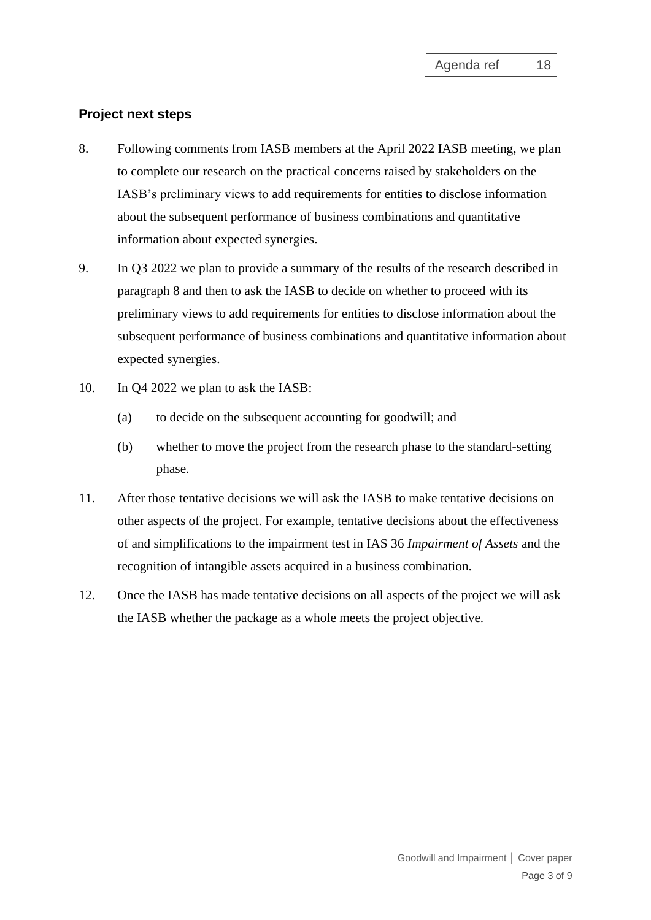## Project next steps

8. Following comments from IASB members at the April 2022 IASB meeting, we plan to complete our research on the practical concerns raised by stakeholders on the IASB's preliminary views to add requirements for entities to disclose information about the subsequent performance of business combinations and quantitative information about expected synergies.

9. In Q3 2022 we plan to provide a summary of the results of the research described in paragraph 8 and then to ask the IASB to decide on whether to proceed with its preliminary views to add requirements for entities to disclose information about the subsequent performance of business combinations and quantitative information about expected synergies.

10. In Q4 2022 we plan to ask the IASB:

    (a) to decide on the subsequent accounting for goodwill; and

    (b) whether to move the project from the research phase to the standard-setting phase.

11. After those tentative decisions we will ask the IASB to make tentative decisions on other aspects of the project. For example, tentative decisions about the effectiveness of and simplifications to the impairment test in IAS 36 *Impairment of Assets* and the recognition of intangible assets acquired in a business combination.

12. Once the IASB has made tentative decisions on all aspects of the project we will ask the IASB whether the package as a whole meets the project objective.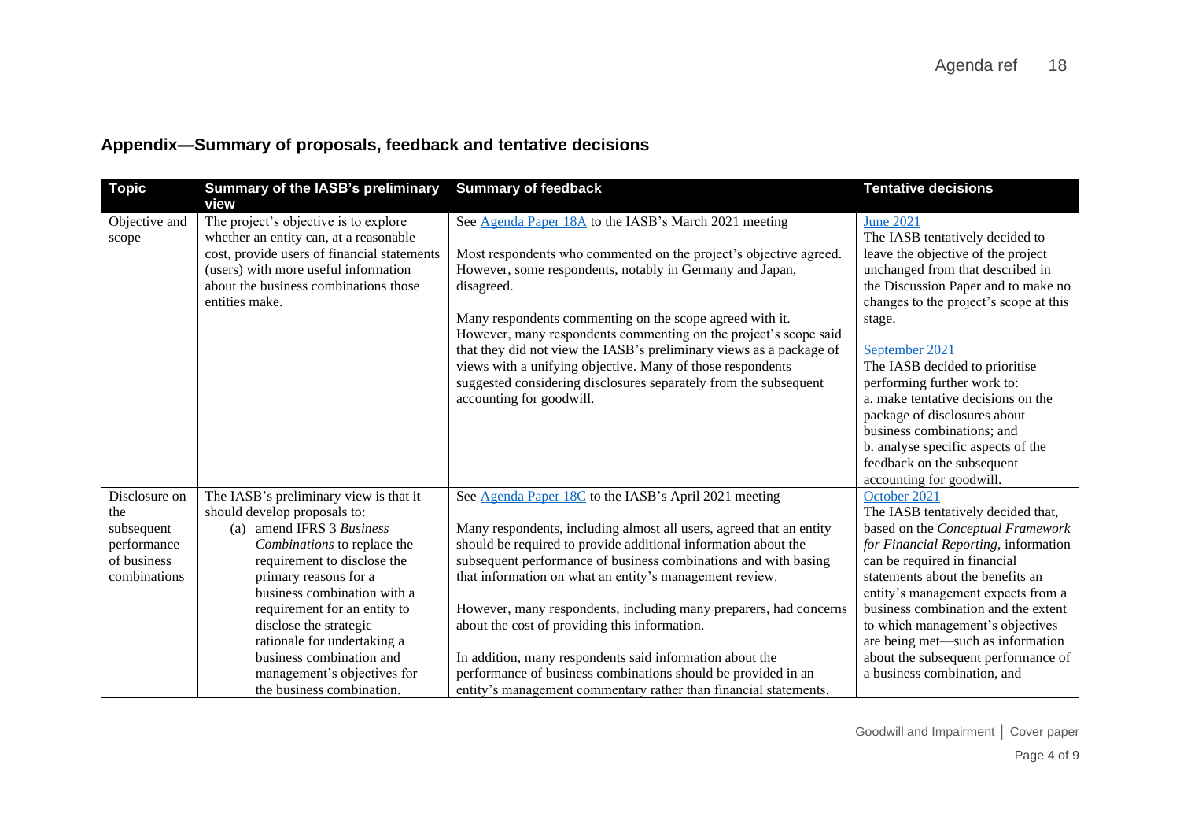## Appendix—Summary of proposals, feedback and tentative decisions

| Topic | Summary of the IASB's preliminary view | Summary of feedback | Tentative decisions |
|---|---|---|---|
| Objective and scope | The project's objective is to explore whether an entity can, at a reasonable cost, provide users of financial statements (users) with more useful information about the business combinations those entities make. | See Agenda Paper 18A to the IASB's March 2021 meeting<br><br>Most respondents who commented on the project's objective agreed. However, some respondents, notably in Germany and Japan, disagreed.<br><br>Many respondents commenting on the scope agreed with it. However, many respondents commenting on the project's scope said that they did not view the IASB's preliminary views as a package of views with a unifying objective. Many of those respondents suggested considering disclosures separately from the subsequent accounting for goodwill. | June 2021<br>The IASB tentatively decided to leave the objective of the project unchanged from that described in the Discussion Paper and to make no changes to the project's scope at this stage.<br><br>September 2021<br>The IASB decided to prioritise performing further work to:<br>a. make tentative decisions on the package of disclosures about business combinations; and<br>b. analyse specific aspects of the feedback on the subsequent accounting for goodwill. |
| Disclosure on the subsequent performance of business combinations | The IASB's preliminary view is that it should develop proposals to:<br>(a) amend IFRS 3 *Business Combinations* to replace the requirement to disclose the primary reasons for a business combination with a requirement for an entity to disclose the strategic rationale for undertaking a business combination and management's objectives for the business combination. | See Agenda Paper 18C to the IASB's April 2021 meeting<br><br>Many respondents, including almost all users, agreed that an entity should be required to provide additional information about the subsequent performance of business combinations and with basing that information on what an entity's management review.<br><br>However, many respondents, including many preparers, had concerns about the cost of providing this information.<br><br>In addition, many respondents said information about the performance of business combinations should be provided in an entity's management commentary rather than financial statements. | October 2021<br>The IASB tentatively decided that, based on the *Conceptual Framework for Financial Reporting*, information can be required in financial statements about the benefits an entity's management expects from a business combination and the extent to which management's objectives are being met—such as information about the subsequent performance of a business combination, and |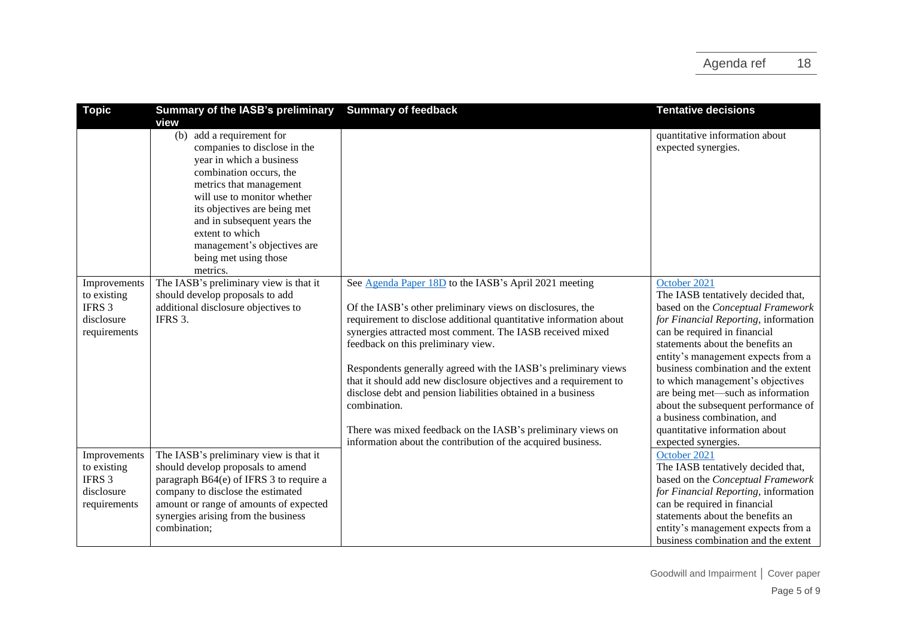| Topic | Summary of the IASB's preliminary view | Summary of feedback | Tentative decisions |
|---|---|---|---|
| | (b) add a requirement for companies to disclose in the year in which a business combination occurs, the metrics that management will use to monitor whether its objectives are being met and in subsequent years the extent to which management's objectives are being met using those metrics. | | quantitative information about expected synergies. |
| Improvements to existing IFRS 3 disclosure requirements | The IASB's preliminary view is that it should develop proposals to add additional disclosure objectives to IFRS 3. | See Agenda Paper 18D to the IASB's April 2021 meeting<br><br>Of the IASB's other preliminary views on disclosures, the requirement to disclose additional quantitative information about synergies attracted most comment. The IASB received mixed feedback on this preliminary view.<br><br>Respondents generally agreed with the IASB's preliminary views that it should add new disclosure objectives and a requirement to disclose debt and pension liabilities obtained in a business combination.<br><br>There was mixed feedback on the IASB's preliminary views on information about the contribution of the acquired business. | October 2021<br>The IASB tentatively decided that, based on the *Conceptual Framework for Financial Reporting*, information can be required in financial statements about the benefits an entity's management expects from a business combination and the extent to which management's objectives are being met—such as information about the subsequent performance of a business combination, and quantitative information about expected synergies. |
| Improvements to existing IFRS 3 disclosure requirements | The IASB's preliminary view is that it should develop proposals to amend paragraph B64(e) of IFRS 3 to require a company to disclose the estimated amount or range of amounts of expected synergies arising from the business combination; | | October 2021<br>The IASB tentatively decided that, based on the *Conceptual Framework for Financial Reporting*, information can be required in financial statements about the benefits an entity's management expects from a business combination and the extent |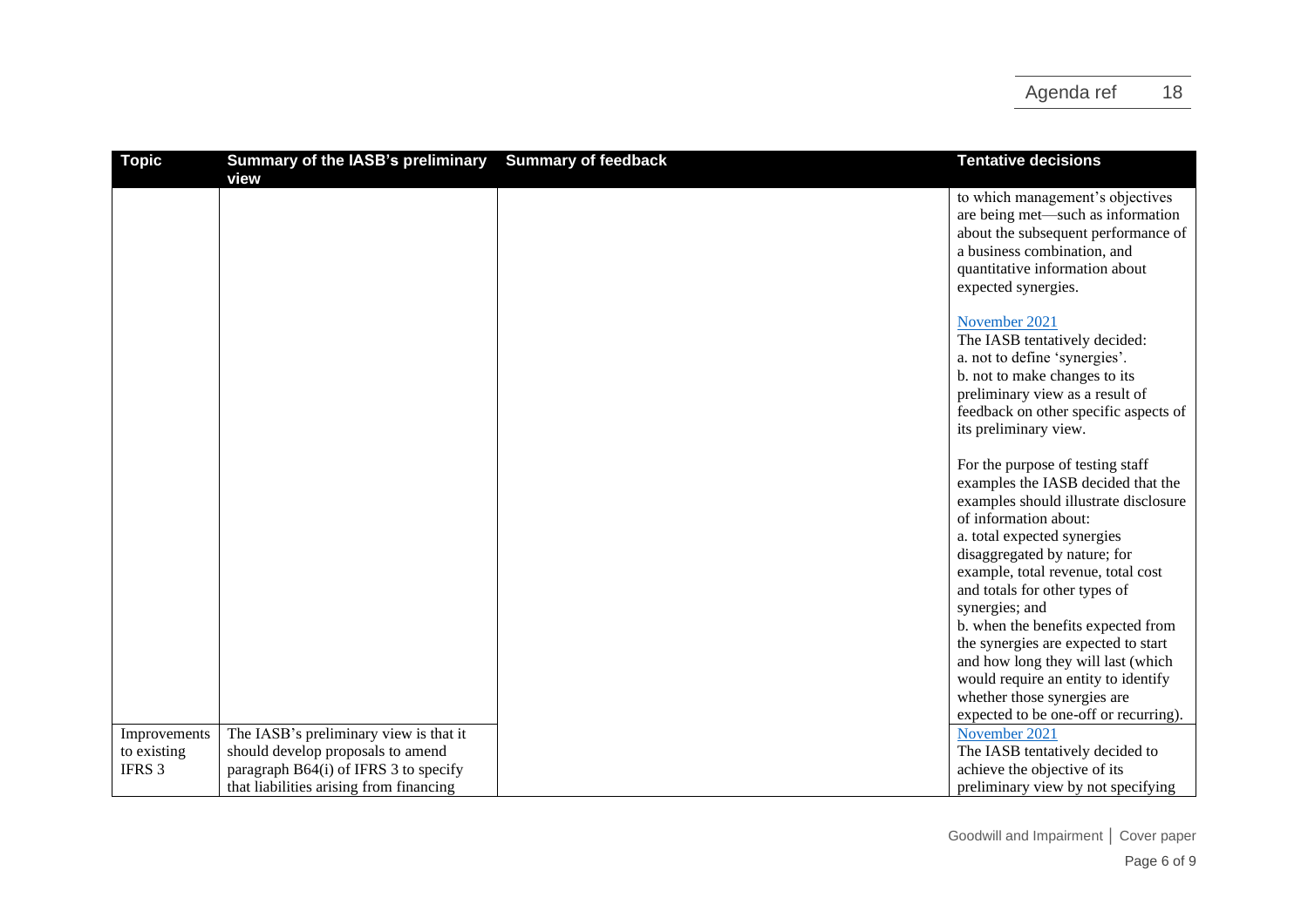| Topic | Summary of the IASB's preliminary view | Summary of feedback | Tentative decisions |
|---|---|---|---|
| | | | to which management's objectives are being met—such as information about the subsequent performance of a business combination, and quantitative information about expected synergies.<br><br>November 2021<br>The IASB tentatively decided:<br>a. not to define 'synergies'.<br>b. not to make changes to its preliminary view as a result of feedback on other specific aspects of its preliminary view.<br><br>For the purpose of testing staff examples the IASB decided that the examples should illustrate disclosure of information about:<br>a. total expected synergies disaggregated by nature; for example, total revenue, total cost and totals for other types of synergies; and<br>b. when the benefits expected from the synergies are expected to start and how long they will last (which would require an entity to identify whether those synergies are expected to be one-off or recurring). |
| Improvements to existing IFRS 3 | The IASB's preliminary view is that it should develop proposals to amend paragraph B64(i) of IFRS 3 to specify that liabilities arising from financing | | November 2021<br>The IASB tentatively decided to achieve the objective of its preliminary view by not specifying |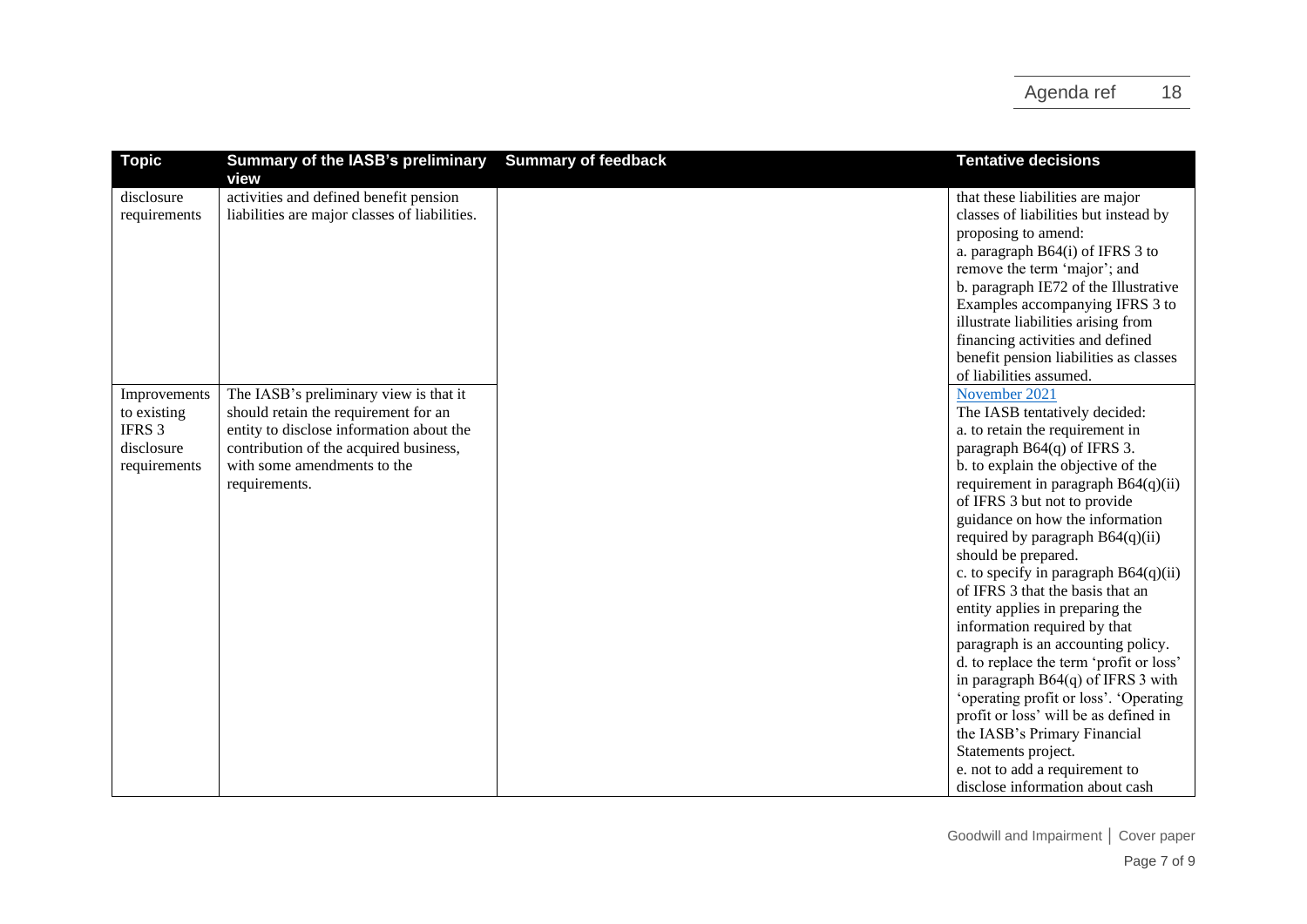| Topic | Summary of the IASB's preliminary view | Summary of feedback | Tentative decisions |
|---|---|---|---|
| disclosure requirements | activities and defined benefit pension liabilities are major classes of liabilities. | | that these liabilities are major classes of liabilities but instead by proposing to amend:<br>a. paragraph B64(i) of IFRS 3 to remove the term 'major'; and<br>b. paragraph IE72 of the Illustrative Examples accompanying IFRS 3 to illustrate liabilities arising from financing activities and defined benefit pension liabilities as classes of liabilities assumed. |
| Improvements to existing IFRS 3 disclosure requirements | The IASB's preliminary view is that it should retain the requirement for an entity to disclose information about the contribution of the acquired business, with some amendments to the requirements. | | November 2021<br>The IASB tentatively decided:<br>a. to retain the requirement in paragraph B64(q) of IFRS 3.<br>b. to explain the objective of the requirement in paragraph B64(q)(ii) of IFRS 3 but not to provide guidance on how the information required by paragraph B64(q)(ii) should be prepared.<br>c. to specify in paragraph B64(q)(ii) of IFRS 3 that the basis that an entity applies in preparing the information required by that paragraph is an accounting policy.<br>d. to replace the term 'profit or loss' in paragraph B64(q) of IFRS 3 with 'operating profit or loss'. 'Operating profit or loss' will be as defined in the IASB's Primary Financial Statements project.<br>e. not to add a requirement to disclose information about cash |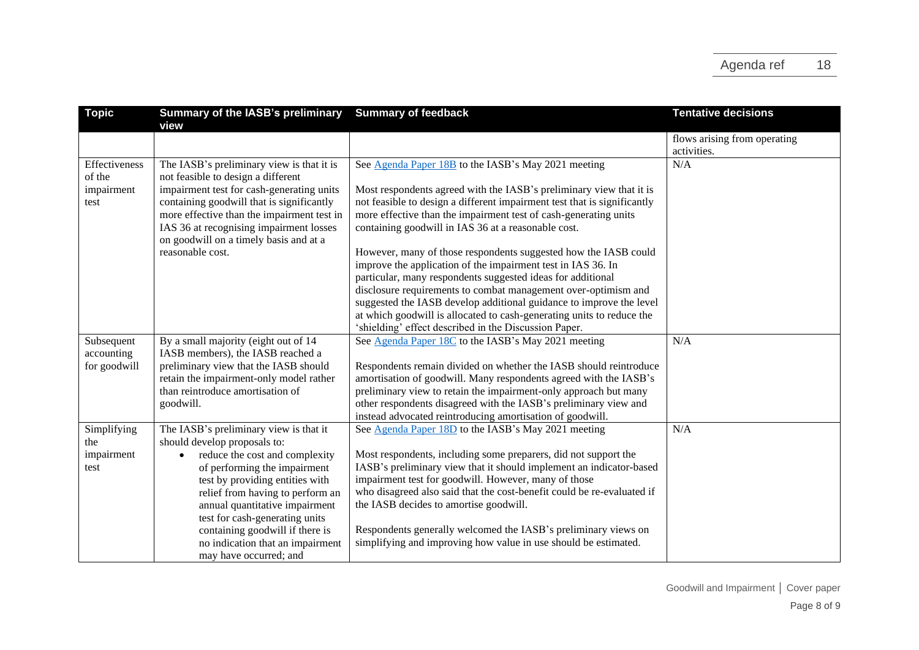| Topic | Summary of the IASB's preliminary view | Summary of feedback | Tentative decisions |
|---|---|---|---|
| | | | flows arising from operating activities. |
| Effectiveness of the impairment test | The IASB's preliminary view is that it is not feasible to design a different impairment test for cash-generating units containing goodwill that is significantly more effective than the impairment test in IAS 36 at recognising impairment losses on goodwill on a timely basis and at a reasonable cost. | See [Agenda Paper 18B](#) to the IASB's May 2021 meeting<br><br>Most respondents agreed with the IASB's preliminary view that it is not feasible to design a different impairment test that is significantly more effective than the impairment test of cash-generating units containing goodwill in IAS 36 at a reasonable cost.<br><br>However, many of those respondents suggested how the IASB could improve the application of the impairment test in IAS 36. In particular, many respondents suggested ideas for additional disclosure requirements to combat management over-optimism and suggested the IASB develop additional guidance to improve the level at which goodwill is allocated to cash-generating units to reduce the 'shielding' effect described in the Discussion Paper. | N/A |
| Subsequent accounting for goodwill | By a small majority (eight out of 14 IASB members), the IASB reached a preliminary view that the IASB should retain the impairment-only model rather than reintroduce amortisation of goodwill. | See [Agenda Paper 18C](#) to the IASB's May 2021 meeting<br><br>Respondents remain divided on whether the IASB should reintroduce amortisation of goodwill. Many respondents agreed with the IASB's preliminary view to retain the impairment-only approach but many other respondents disagreed with the IASB's preliminary view and instead advocated reintroducing amortisation of goodwill. | N/A |
| Simplifying the impairment test | The IASB's preliminary view is that it should develop proposals to:<br>• reduce the cost and complexity of performing the impairment test by providing entities with relief from having to perform an annual quantitative impairment test for cash-generating units containing goodwill if there is no indication that an impairment may have occurred; and | See [Agenda Paper 18D](#) to the IASB's May 2021 meeting<br><br>Most respondents, including some preparers, did not support the IASB's preliminary view that it should implement an indicator-based impairment test for goodwill. However, many of those who disagreed also said that the cost-benefit could be re-evaluated if the IASB decides to amortise goodwill.<br><br>Respondents generally welcomed the IASB's preliminary views on simplifying and improving how value in use should be estimated. | N/A |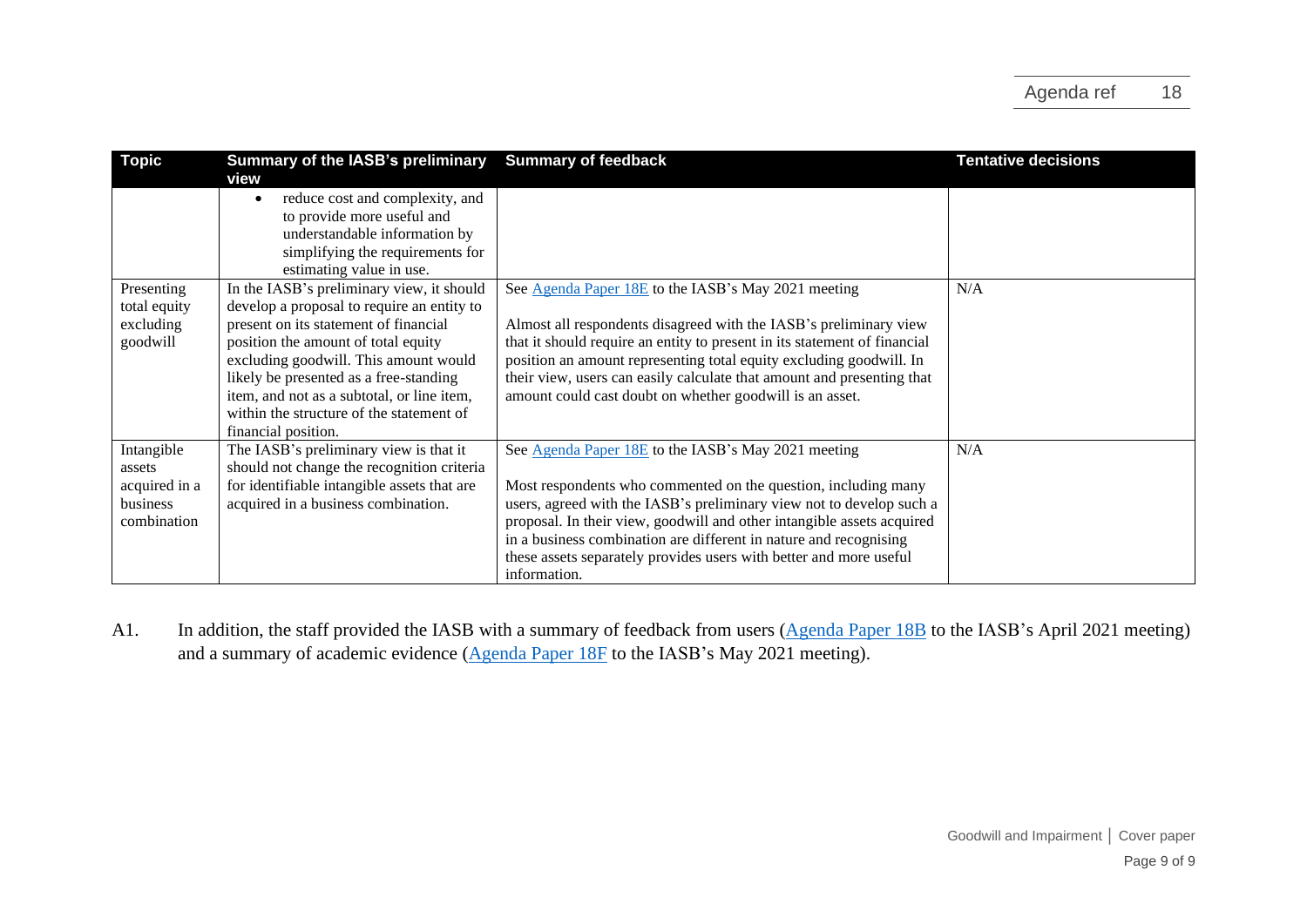| Topic | Summary of the IASB's preliminary view | Summary of feedback | Tentative decisions |
|---|---|---|---|
| | • reduce cost and complexity, and to provide more useful and understandable information by simplifying the requirements for estimating value in use. | | |
| Presenting total equity excluding goodwill | In the IASB's preliminary view, it should develop a proposal to require an entity to present on its statement of financial position the amount of total equity excluding goodwill. This amount would likely be presented as a free-standing item, and not as a subtotal, or line item, within the structure of the statement of financial position. | See Agenda Paper 18E to the IASB's May 2021 meeting<br><br>Almost all respondents disagreed with the IASB's preliminary view that it should require an entity to present in its statement of financial position an amount representing total equity excluding goodwill. In their view, users can easily calculate that amount and presenting that amount could cast doubt on whether goodwill is an asset. | N/A |
| Intangible assets acquired in a business combination | The IASB's preliminary view is that it should not change the recognition criteria for identifiable intangible assets that are acquired in a business combination. | See Agenda Paper 18E to the IASB's May 2021 meeting<br><br>Most respondents who commented on the question, including many users, agreed with the IASB's preliminary view not to develop such a proposal. In their view, goodwill and other intangible assets acquired in a business combination are different in nature and recognising these assets separately provides users with better and more useful information. | N/A |

A1. In addition, the staff provided the IASB with a summary of feedback from users (Agenda Paper 18B to the IASB's April 2021 meeting) and a summary of academic evidence (Agenda Paper 18F to the IASB's May 2021 meeting).